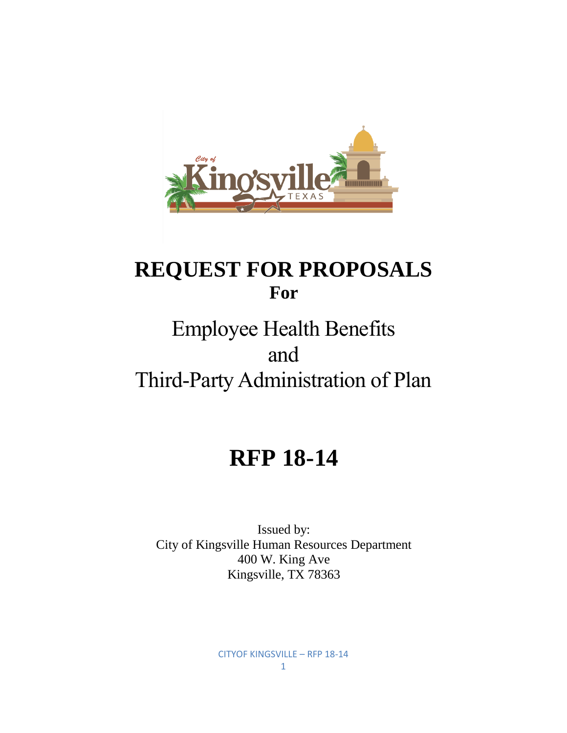# REQUEST FOR PROPOSALS

**For**

## Employee Health Benefits
## and
## Third-Party Administration of Plan

# RFP 18-14

Issued by:
City of Kingsville Human Resources Department
400 W. King Ave
Kingsville, TX 78363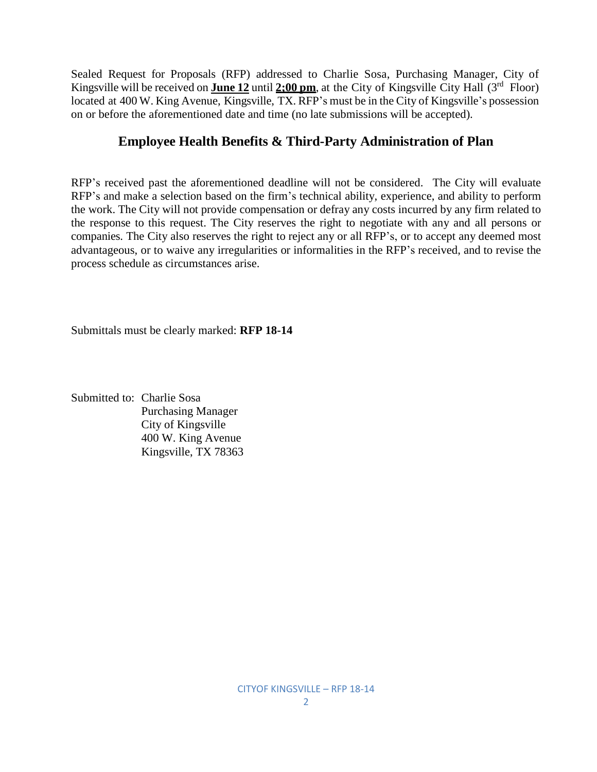Sealed Request for Proposals (RFP) addressed to Charlie Sosa, Purchasing Manager, City of Kingsville will be received on **June 12** until **2;00 pm**, at the City of Kingsville City Hall ($3^{rd}$ Floor) located at 400 W. King Avenue, Kingsville, TX. RFP's must be in the City of Kingsville's possession on or before the aforementioned date and time (no late submissions will be accepted).

## Employee Health Benefits & Third-Party Administration of Plan

RFP's received past the aforementioned deadline will not be considered. The City will evaluate RFP's and make a selection based on the firm's technical ability, experience, and ability to perform the work. The City will not provide compensation or defray any costs incurred by any firm related to the response to this request. The City reserves the right to negotiate with any and all persons or companies. The City also reserves the right to reject any or all RFP's, or to accept any deemed most advantageous, or to waive any irregularities or informalities in the RFP's received, and to revise the process schedule as circumstances arise.

Submittals must be clearly marked: **RFP 18-14**

Submitted to: Charlie Sosa
Purchasing Manager
City of Kingsville
400 W. King Avenue
Kingsville, TX 78363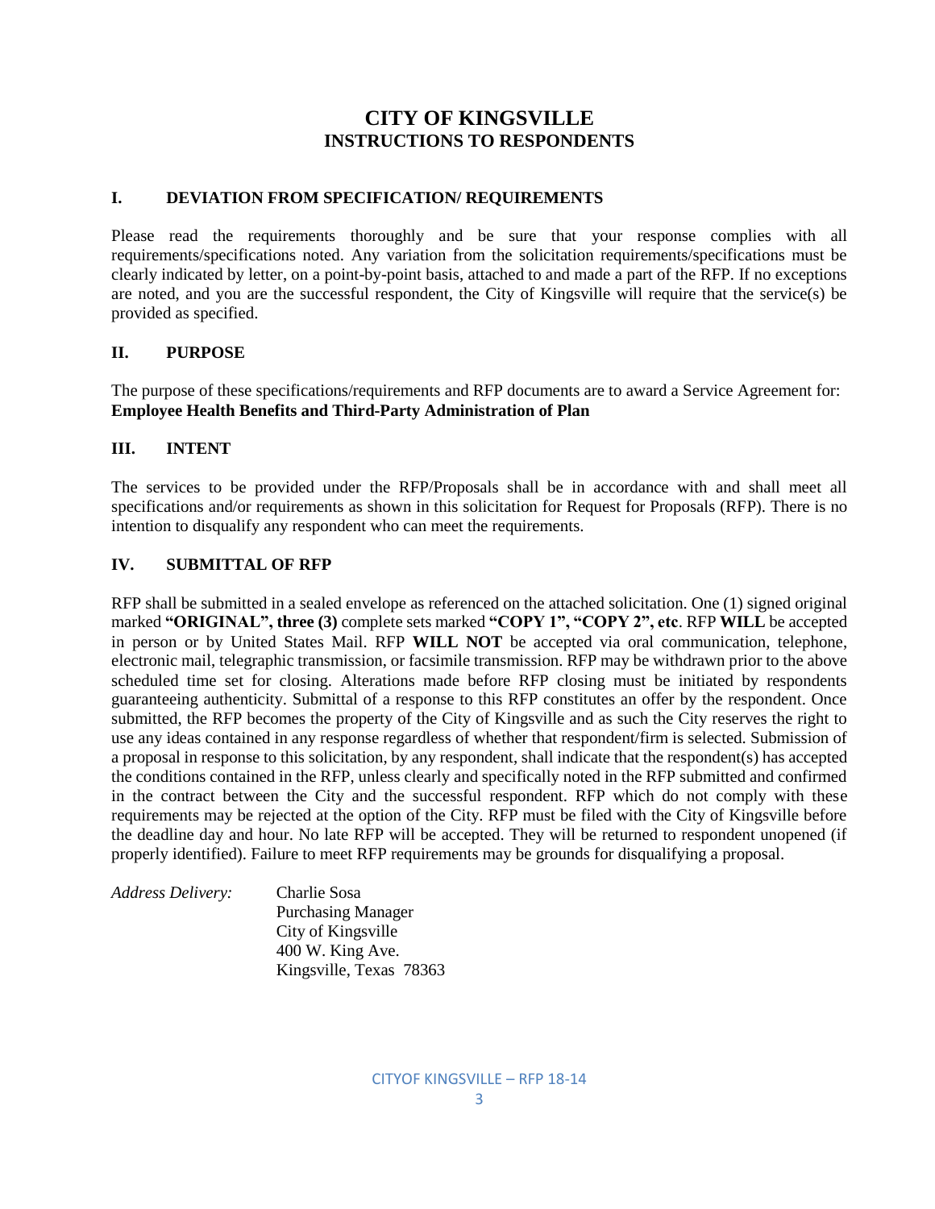# CITY OF KINGSVILLE
## INSTRUCTIONS TO RESPONDENTS

### I. DEVIATION FROM SPECIFICATION/ REQUIREMENTS

Please read the requirements thoroughly and be sure that your response complies with all requirements/specifications noted. Any variation from the solicitation requirements/specifications must be clearly indicated by letter, on a point-by-point basis, attached to and made a part of the RFP. If no exceptions are noted, and you are the successful respondent, the City of Kingsville will require that the service(s) be provided as specified.

### II. PURPOSE

The purpose of these specifications/requirements and RFP documents are to award a Service Agreement for: **Employee Health Benefits and Third-Party Administration of Plan**

### III. INTENT

The services to be provided under the RFP/Proposals shall be in accordance with and shall meet all specifications and/or requirements as shown in this solicitation for Request for Proposals (RFP). There is no intention to disqualify any respondent who can meet the requirements.

### IV. SUBMITTAL OF RFP

RFP shall be submitted in a sealed envelope as referenced on the attached solicitation. One (1) signed original marked **"ORIGINAL", three (3)** complete sets marked **"COPY 1", "COPY 2", etc**. RFP **WILL** be accepted in person or by United States Mail. RFP **WILL NOT** be accepted via oral communication, telephone, electronic mail, telegraphic transmission, or facsimile transmission. RFP may be withdrawn prior to the above scheduled time set for closing. Alterations made before RFP closing must be initiated by respondents guaranteeing authenticity. Submittal of a response to this RFP constitutes an offer by the respondent. Once submitted, the RFP becomes the property of the City of Kingsville and as such the City reserves the right to use any ideas contained in any response regardless of whether that respondent/firm is selected. Submission of a proposal in response to this solicitation, by any respondent, shall indicate that the respondent(s) has accepted the conditions contained in the RFP, unless clearly and specifically noted in the RFP submitted and confirmed in the contract between the City and the successful respondent. RFP which do not comply with these requirements may be rejected at the option of the City. RFP must be filed with the City of Kingsville before the deadline day and hour. No late RFP will be accepted. They will be returned to respondent unopened (if properly identified). Failure to meet RFP requirements may be grounds for disqualifying a proposal.

*Address Delivery:*

Charlie Sosa
Purchasing Manager
City of Kingsville
400 W. King Ave.
Kingsville, Texas 78363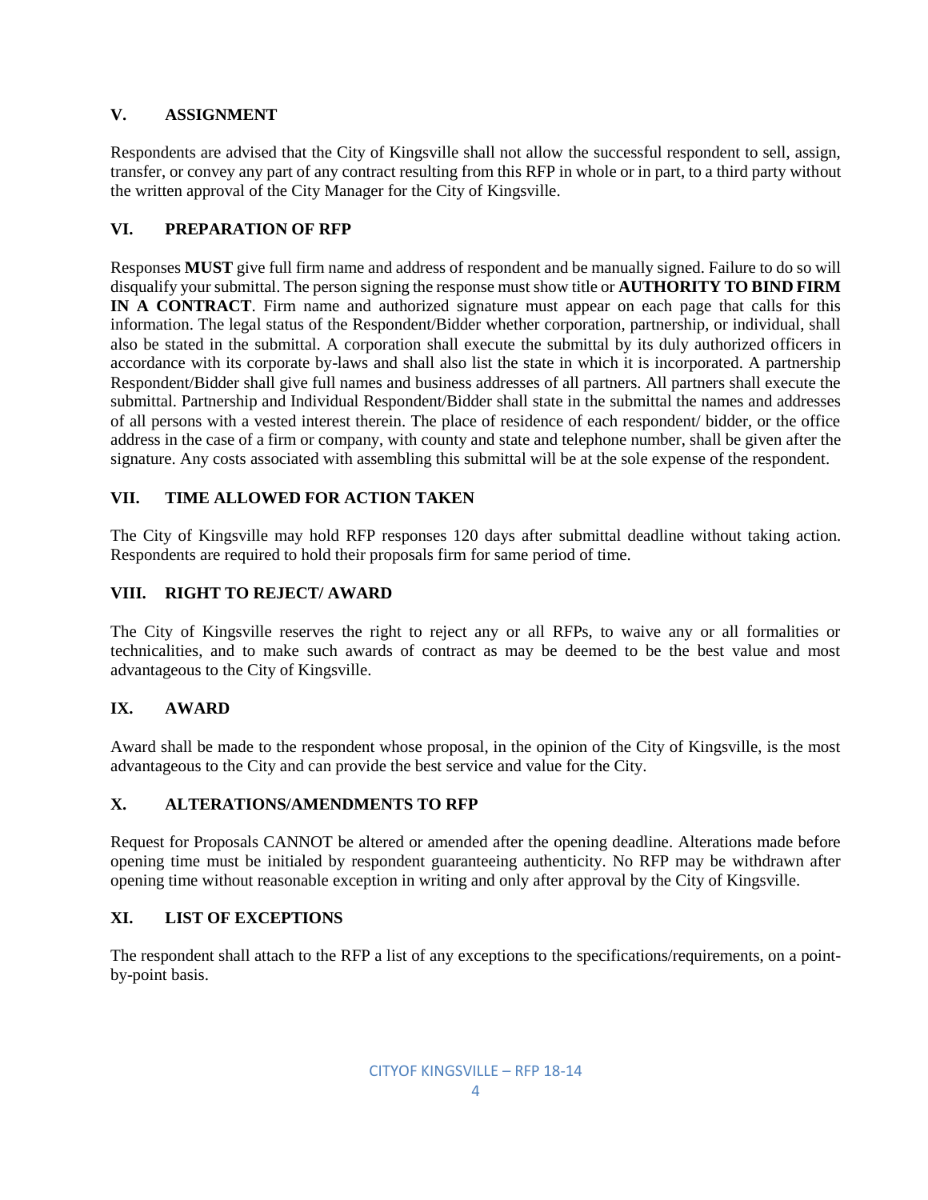## V. ASSIGNMENT

Respondents are advised that the City of Kingsville shall not allow the successful respondent to sell, assign, transfer, or convey any part of any contract resulting from this RFP in whole or in part, to a third party without the written approval of the City Manager for the City of Kingsville.

## VI. PREPARATION OF RFP

Responses **MUST** give full firm name and address of respondent and be manually signed. Failure to do so will disqualify your submittal. The person signing the response must show title or **AUTHORITY TO BIND FIRM IN A CONTRACT**. Firm name and authorized signature must appear on each page that calls for this information. The legal status of the Respondent/Bidder whether corporation, partnership, or individual, shall also be stated in the submittal. A corporation shall execute the submittal by its duly authorized officers in accordance with its corporate by-laws and shall also list the state in which it is incorporated. A partnership Respondent/Bidder shall give full names and business addresses of all partners. All partners shall execute the submittal. Partnership and Individual Respondent/Bidder shall state in the submittal the names and addresses of all persons with a vested interest therein. The place of residence of each respondent/ bidder, or the office address in the case of a firm or company, with county and state and telephone number, shall be given after the signature. Any costs associated with assembling this submittal will be at the sole expense of the respondent.

## VII. TIME ALLOWED FOR ACTION TAKEN

The City of Kingsville may hold RFP responses 120 days after submittal deadline without taking action. Respondents are required to hold their proposals firm for same period of time.

## VIII. RIGHT TO REJECT/ AWARD

The City of Kingsville reserves the right to reject any or all RFPs, to waive any or all formalities or technicalities, and to make such awards of contract as may be deemed to be the best value and most advantageous to the City of Kingsville.

## IX. AWARD

Award shall be made to the respondent whose proposal, in the opinion of the City of Kingsville, is the most advantageous to the City and can provide the best service and value for the City.

## X. ALTERATIONS/AMENDMENTS TO RFP

Request for Proposals CANNOT be altered or amended after the opening deadline. Alterations made before opening time must be initialed by respondent guaranteeing authenticity. No RFP may be withdrawn after opening time without reasonable exception in writing and only after approval by the City of Kingsville.

## XI. LIST OF EXCEPTIONS

The respondent shall attach to the RFP a list of any exceptions to the specifications/requirements, on a point-by-point basis.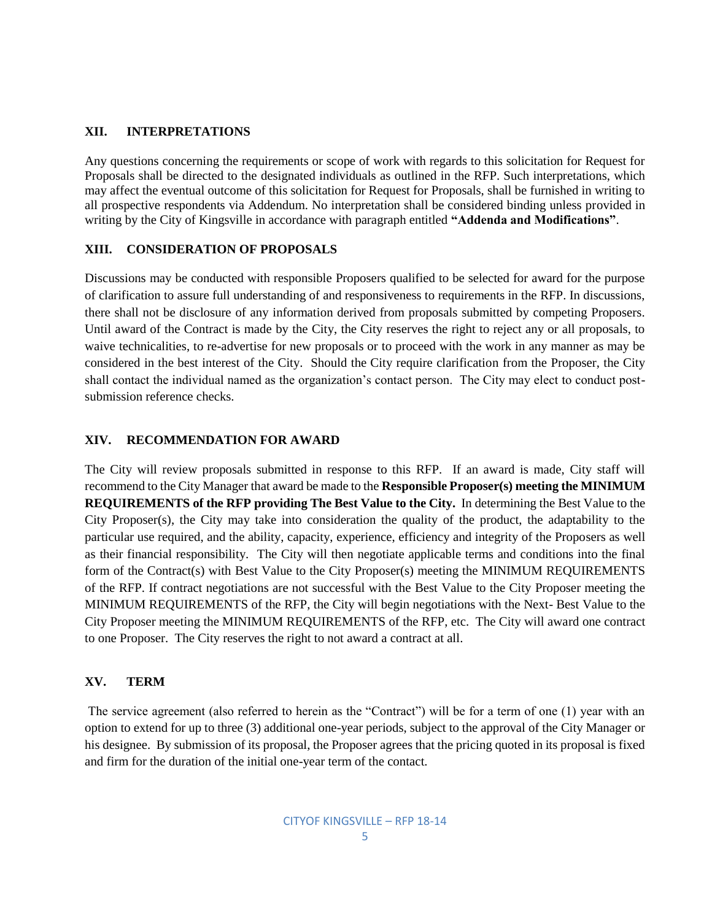## XII. INTERPRETATIONS

Any questions concerning the requirements or scope of work with regards to this solicitation for Request for Proposals shall be directed to the designated individuals as outlined in the RFP. Such interpretations, which may affect the eventual outcome of this solicitation for Request for Proposals, shall be furnished in writing to all prospective respondents via Addendum. No interpretation shall be considered binding unless provided in writing by the City of Kingsville in accordance with paragraph entitled **"Addenda and Modifications"**.

## XIII. CONSIDERATION OF PROPOSALS

Discussions may be conducted with responsible Proposers qualified to be selected for award for the purpose of clarification to assure full understanding of and responsiveness to requirements in the RFP. In discussions, there shall not be disclosure of any information derived from proposals submitted by competing Proposers. Until award of the Contract is made by the City, the City reserves the right to reject any or all proposals, to waive technicalities, to re-advertise for new proposals or to proceed with the work in any manner as may be considered in the best interest of the City. Should the City require clarification from the Proposer, the City shall contact the individual named as the organization's contact person. The City may elect to conduct post-submission reference checks.

## XIV. RECOMMENDATION FOR AWARD

The City will review proposals submitted in response to this RFP. If an award is made, City staff will recommend to the City Manager that award be made to the **Responsible Proposer(s) meeting the MINIMUM REQUIREMENTS of the RFP providing The Best Value to the City.** In determining the Best Value to the City Proposer(s), the City may take into consideration the quality of the product, the adaptability to the particular use required, and the ability, capacity, experience, efficiency and integrity of the Proposers as well as their financial responsibility. The City will then negotiate applicable terms and conditions into the final form of the Contract(s) with Best Value to the City Proposer(s) meeting the MINIMUM REQUIREMENTS of the RFP. If contract negotiations are not successful with the Best Value to the City Proposer meeting the MINIMUM REQUIREMENTS of the RFP, the City will begin negotiations with the Next- Best Value to the City Proposer meeting the MINIMUM REQUIREMENTS of the RFP, etc. The City will award one contract to one Proposer. The City reserves the right to not award a contract at all.

## XV. TERM

The service agreement (also referred to herein as the "Contract") will be for a term of one (1) year with an option to extend for up to three (3) additional one-year periods, subject to the approval of the City Manager or his designee. By submission of its proposal, the Proposer agrees that the pricing quoted in its proposal is fixed and firm for the duration of the initial one-year term of the contact.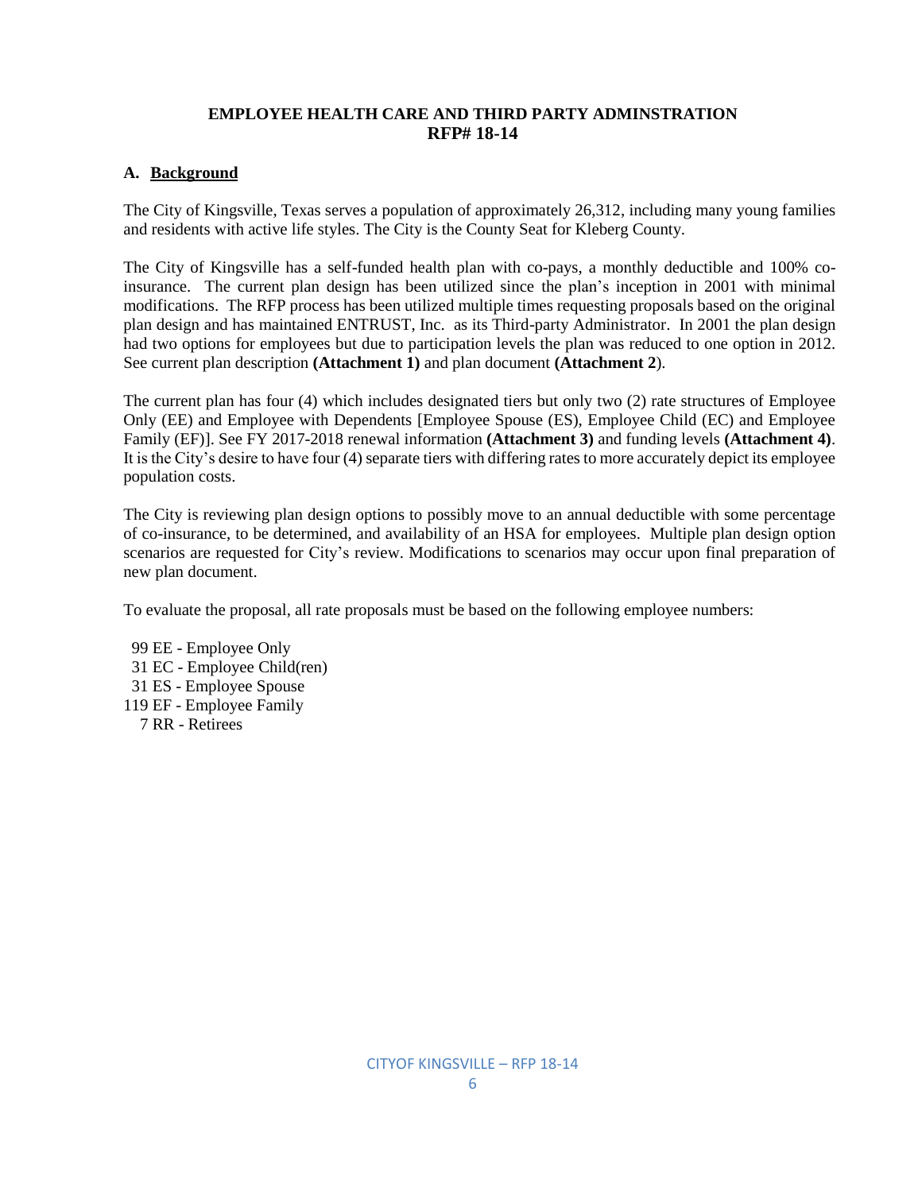**EMPLOYEE HEALTH CARE AND THIRD PARTY ADMINSTRATION**
**RFP# 18-14**

## A. Background

The City of Kingsville, Texas serves a population of approximately 26,312, including many young families and residents with active life styles. The City is the County Seat for Kleberg County.

The City of Kingsville has a self-funded health plan with co-pays, a monthly deductible and 100% co-insurance. The current plan design has been utilized since the plan's inception in 2001 with minimal modifications. The RFP process has been utilized multiple times requesting proposals based on the original plan design and has maintained ENTRUST, Inc. as its Third-party Administrator. In 2001 the plan design had two options for employees but due to participation levels the plan was reduced to one option in 2012. See current plan description **(Attachment 1)** and plan document **(Attachment 2**).

The current plan has four (4) which includes designated tiers but only two (2) rate structures of Employee Only (EE) and Employee with Dependents [Employee Spouse (ES), Employee Child (EC) and Employee Family (EF)]. See FY 2017-2018 renewal information **(Attachment 3)** and funding levels **(Attachment 4)**. It is the City's desire to have four (4) separate tiers with differing rates to more accurately depict its employee population costs.

The City is reviewing plan design options to possibly move to an annual deductible with some percentage of co-insurance, to be determined, and availability of an HSA for employees. Multiple plan design option scenarios are requested for City's review. Modifications to scenarios may occur upon final preparation of new plan document.

To evaluate the proposal, all rate proposals must be based on the following employee numbers:

99 EE - Employee Only
31 EC - Employee Child(ren)
31 ES - Employee Spouse
119 EF - Employee Family
7 RR - Retirees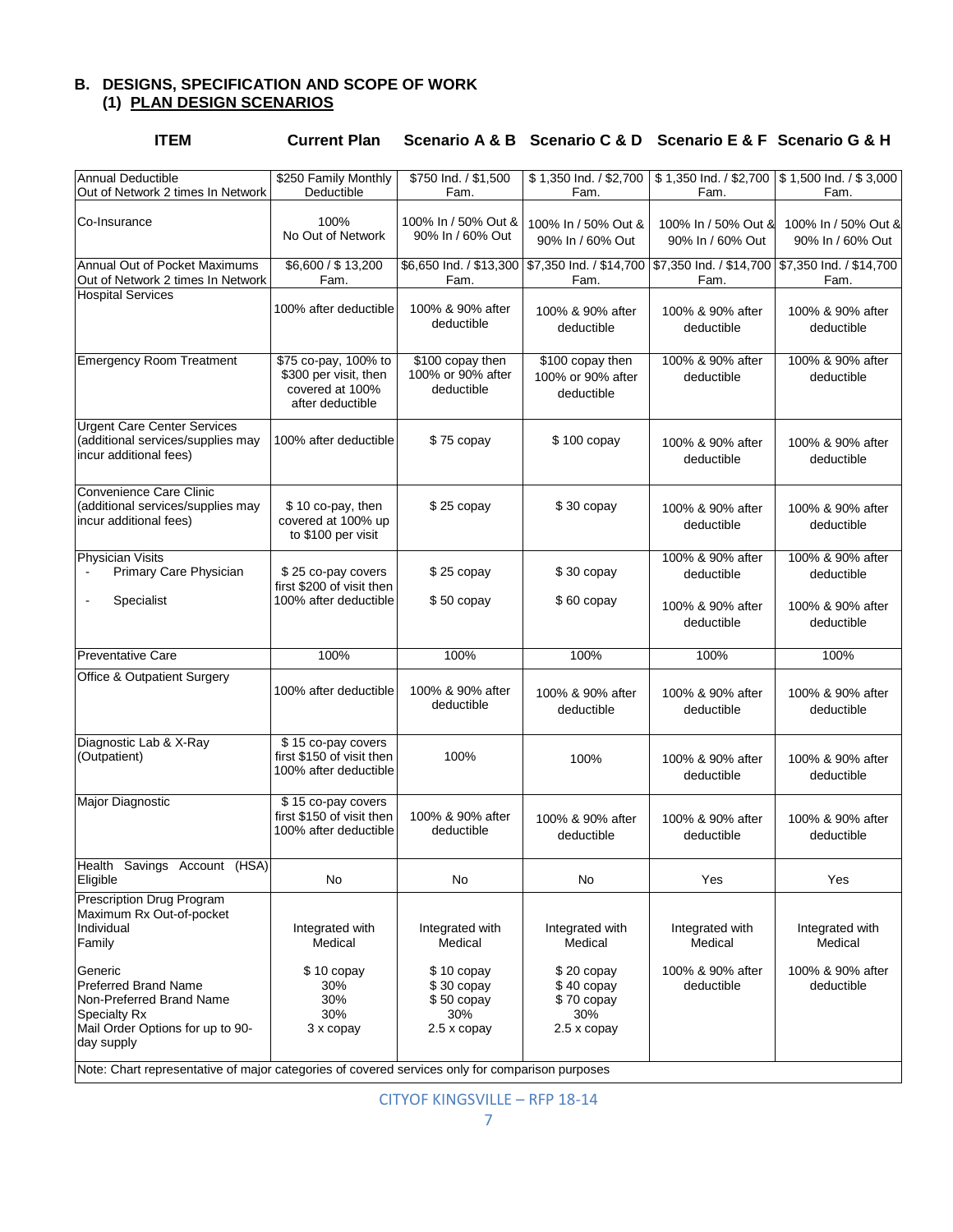## B. DESIGNS, SPECIFICATION AND SCOPE OF WORK

### (1) PLAN DESIGN SCENARIOS

| ITEM | Current Plan | Scenario A & B | Scenario C & D | Scenario E & F | Scenario G & H |
|---|---|---|---|---|---|
| Annual Deductible<br>Out of Network 2 times In Network | $250 Family Monthly Deductible | $750 Ind. / $1,500 Fam. | $ 1,350 Ind. / $2,700 Fam. | $ 1,350 Ind. / $2,700 Fam. | $ 1,500 Ind. / $ 3,000 Fam. |
| Co-Insurance | 100%<br>No Out of Network | 100% In / 50% Out & 90% In / 60% Out | 100% In / 50% Out & 90% In / 60% Out | 100% In / 50% Out & 90% In / 60% Out | 100% In / 50% Out & 90% In / 60% Out |
| Annual Out of Pocket Maximums<br>Out of Network 2 times In Network | $6,600 / $ 13,200 Fam. | $6,650 Ind. / $13,300 Fam. | $7,350 Ind. / $14,700 Fam. | $7,350 Ind. / $14,700 Fam. | $7,350 Ind. / $14,700 Fam. |
| Hospital Services | 100% after deductible | 100% & 90% after deductible | 100% & 90% after deductible | 100% & 90% after deductible | 100% & 90% after deductible |
| Emergency Room Treatment | $75 co-pay, 100% to $300 per visit, then covered at 100% after deductible | $100 copay then 100% or 90% after deductible | $100 copay then 100% or 90% after deductible | 100% & 90% after deductible | 100% & 90% after deductible |
| Urgent Care Center Services (additional services/supplies may incur additional fees) | 100% after deductible | $ 75 copay | $ 100 copay | 100% & 90% after deductible | 100% & 90% after deductible |
| Convenience Care Clinic (additional services/supplies may incur additional fees) | $ 10 co-pay, then covered at 100% up to $100 per visit | $ 25 copay | $ 30 copay | 100% & 90% after deductible | 100% & 90% after deductible |
| Physician Visits<br>- Primary Care Physician<br>- Specialist | $ 25 co-pay covers first $200 of visit then 100% after deductible | $ 25 copay<br>$ 50 copay | $ 30 copay<br>$ 60 copay | 100% & 90% after deductible<br>100% & 90% after deductible | 100% & 90% after deductible<br>100% & 90% after deductible |
| Preventative Care | 100% | 100% | 100% | 100% | 100% |
| Office & Outpatient Surgery | 100% after deductible | 100% & 90% after deductible | 100% & 90% after deductible | 100% & 90% after deductible | 100% & 90% after deductible |
| Diagnostic Lab & X-Ray (Outpatient) | $ 15 co-pay covers first $150 of visit then 100% after deductible | 100% | 100% | 100% & 90% after deductible | 100% & 90% after deductible |
| Major Diagnostic | $ 15 co-pay covers first $150 of visit then 100% after deductible | 100% & 90% after deductible | 100% & 90% after deductible | 100% & 90% after deductible | 100% & 90% after deductible |
| Health Savings Account (HSA) Eligible | No | No | No | Yes | Yes |
| Prescription Drug Program<br>Maximum Rx Out-of-pocket<br>Individual<br>Family | Integrated with Medical | Integrated with Medical | Integrated with Medical | Integrated with Medical | Integrated with Medical |
| Generic<br>Preferred Brand Name<br>Non-Preferred Brand Name<br>Specialty Rx<br>Mail Order Options for up to 90-day supply | $ 10 copay<br>30%<br>30%<br>30%<br>3 x copay | $ 10 copay<br>$ 30 copay<br>$ 50 copay<br>30%<br>2.5 x copay | $ 20 copay<br>$ 40 copay<br>$ 70 copay<br>30%<br>2.5 x copay | 100% & 90% after deductible | 100% & 90% after deductible |

Note: Chart representative of major categories of covered services only for comparison purposes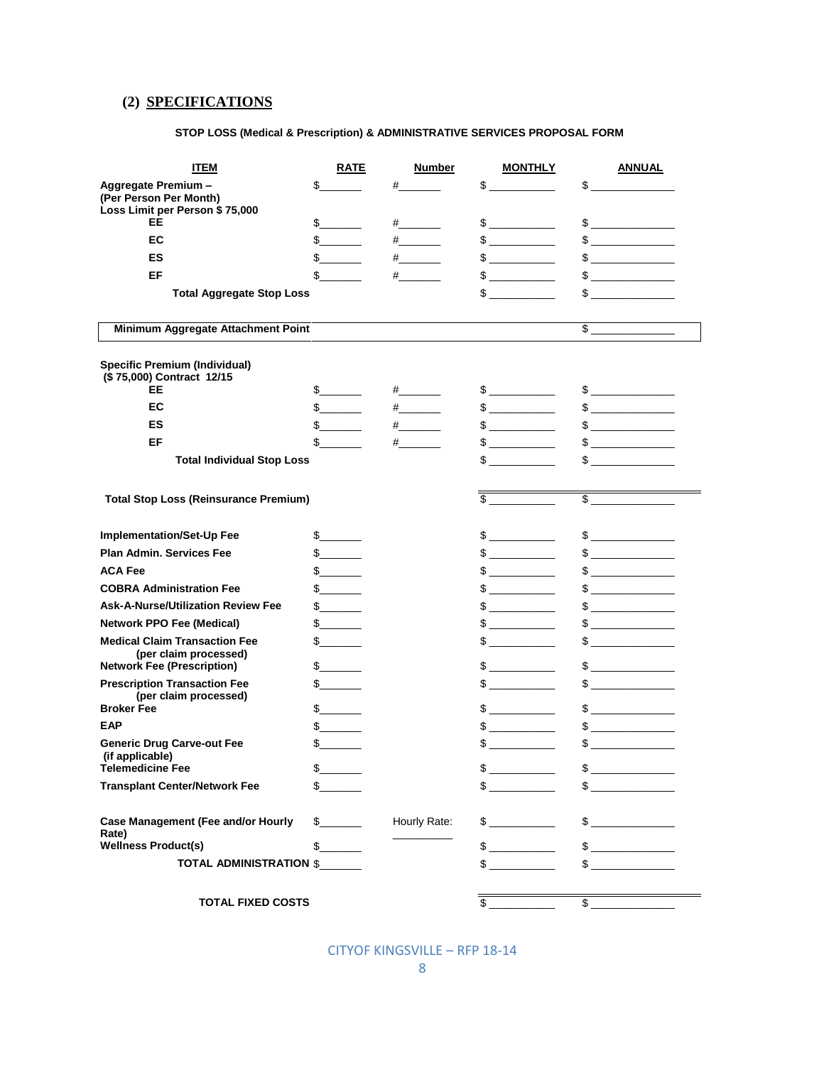## (2) SPECIFICATIONS

**STOP LOSS (Medical & Prescription) & ADMINISTRATIVE SERVICES PROPOSAL FORM**

| ITEM | RATE | Number | MONTHLY | ANNUAL |
|---|---|---|---|---|
| **Aggregate Premium – (Per Person Per Month) Loss Limit per Person $ 75,000** | $_______ | #_______ | $ __________ | $ _____________ |
| **EE** | $_______ | #_______ | $ __________ | $ _____________ |
| **EC** | $_______ | #_______ | $ __________ | $ _____________ |
| **ES** | $_______ | #_______ | $ __________ | $ _____________ |
| **EF** | $_______ | #_______ | $ __________ | $ _____________ |
| **Total Aggregate Stop Loss** | | | $ __________ | $ _____________ |
| **Minimum Aggregate Attachment Point** | | | | $ _____________ |
| **Specific Premium (Individual) ($ 75,000) Contract 12/15** | | | | |
| **EE** | $_______ | #_______ | $ __________ | $ _____________ |
| **EC** | $_______ | #_______ | $ __________ | $ _____________ |
| **ES** | $_______ | #_______ | $ __________ | $ _____________ |
| **EF** | $_______ | #_______ | $ __________ | $ _____________ |
| **Total Individual Stop Loss** | | | $ __________ | $ _____________ |
| **Total Stop Loss (Reinsurance Premium)** | | | $ __________ | $ _____________ |
| **Implementation/Set-Up Fee** | $_______ | | $ __________ | $ _____________ |
| **Plan Admin. Services Fee** | $_______ | | $ __________ | $ _____________ |
| **ACA Fee** | $_______ | | $ __________ | $ _____________ |
| **COBRA Administration Fee** | $_______ | | $ __________ | $ _____________ |
| **Ask-A-Nurse/Utilization Review Fee** | $_______ | | $ __________ | $ _____________ |
| **Network PPO Fee (Medical)** | $_______ | | $ __________ | $ _____________ |
| **Medical Claim Transaction Fee (per claim processed)** | $_______ | | $ __________ | $ _____________ |
| **Network Fee (Prescription)** | $_______ | | $ __________ | $ _____________ |
| **Prescription Transaction Fee (per claim processed)** | $_______ | | $ __________ | $ _____________ |
| **Broker Fee** | $_______ | | $ __________ | $ _____________ |
| **EAP** | $_______ | | $ __________ | $ _____________ |
| **Generic Drug Carve-out Fee (if applicable)** | $_______ | | $ __________ | $ _____________ |
| **Telemedicine Fee** | $_______ | | $ __________ | $ _____________ |
| **Transplant Center/Network Fee** | $_______ | | $ __________ | $ _____________ |
| **Case Management (Fee and/or Hourly Rate)** | $_______ | Hourly Rate: __________ | $ __________ | $ _____________ |
| **Wellness Product(s)** | $_______ | | $ __________ | $ _____________ |
| **TOTAL ADMINISTRATION** | $_______ | | $ __________ | $ _____________ |
| **TOTAL FIXED COSTS** | | | $ __________ | $ _____________ |

CITYOF KINGSVILLE – RFP 18-14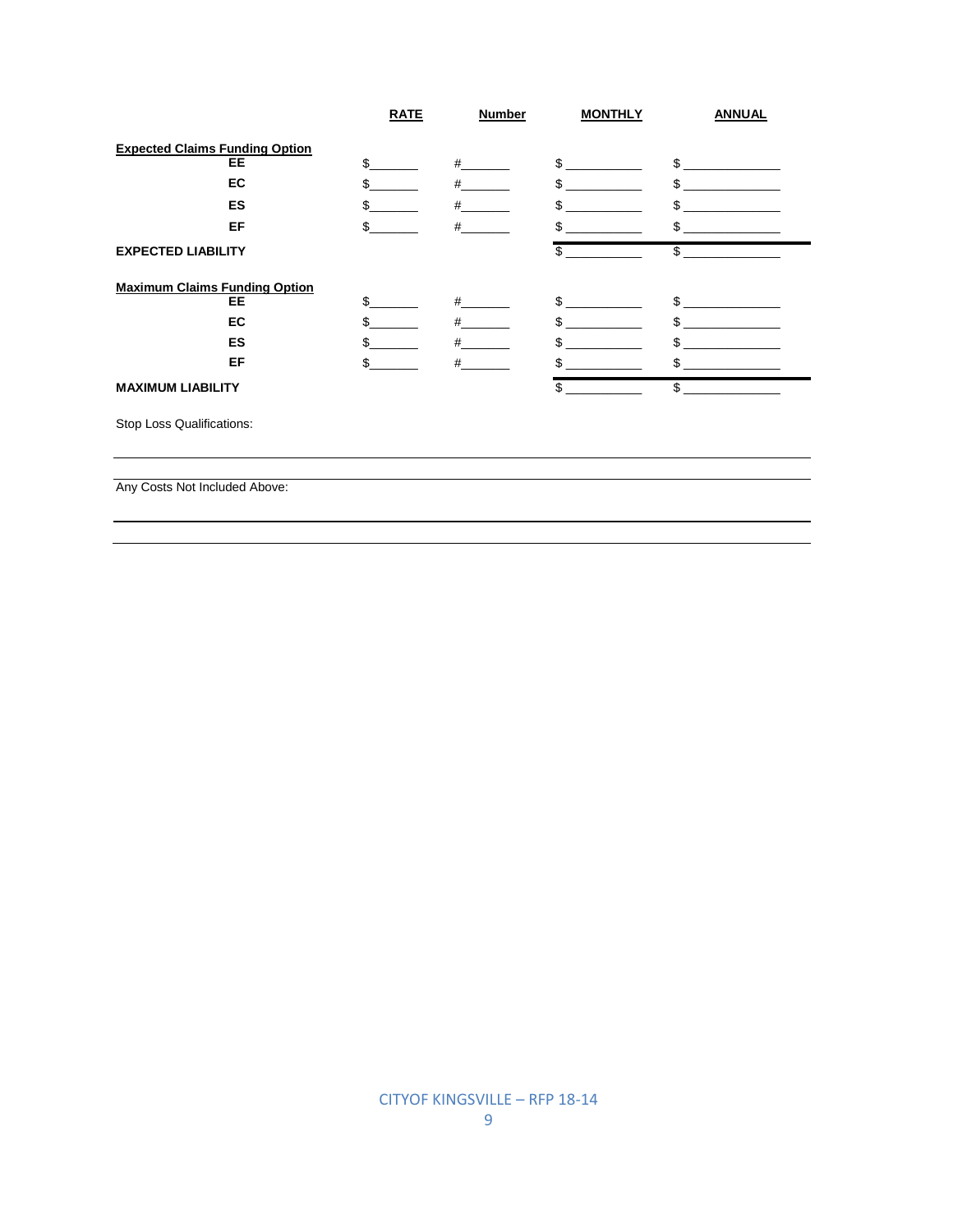| | RATE | Number | MONTHLY | ANNUAL |
|---|---|---|---|---|
| **Expected Claims Funding Option** | | | | |
| **EE** | $_______ | #_______ | $ ___________ | $ ______________ |
| **EC** | $_______ | #_______ | $ ___________ | $ ______________ |
| **ES** | $_______ | #_______ | $ ___________ | $ ______________ |
| **EF** | $_______ | #_______ | $ ___________ | $ ______________ |
| **EXPECTED LIABILITY** | | | $ ___________ | $ ______________ |
| **Maximum Claims Funding Option** | | | | |
| **EE** | $_______ | #_______ | $ ___________ | $ ______________ |
| **EC** | $_______ | #_______ | $ ___________ | $ ______________ |
| **ES** | $_______ | #_______ | $ ___________ | $ ______________ |
| **EF** | $_______ | #_______ | $ ___________ | $ ______________ |
| **MAXIMUM LIABILITY** | | | $ ___________ | $ ______________ |

Stop Loss Qualifications:

______________________________________________________________________________

Any Costs Not Included Above:

______________________________________________________________________________

______________________________________________________________________________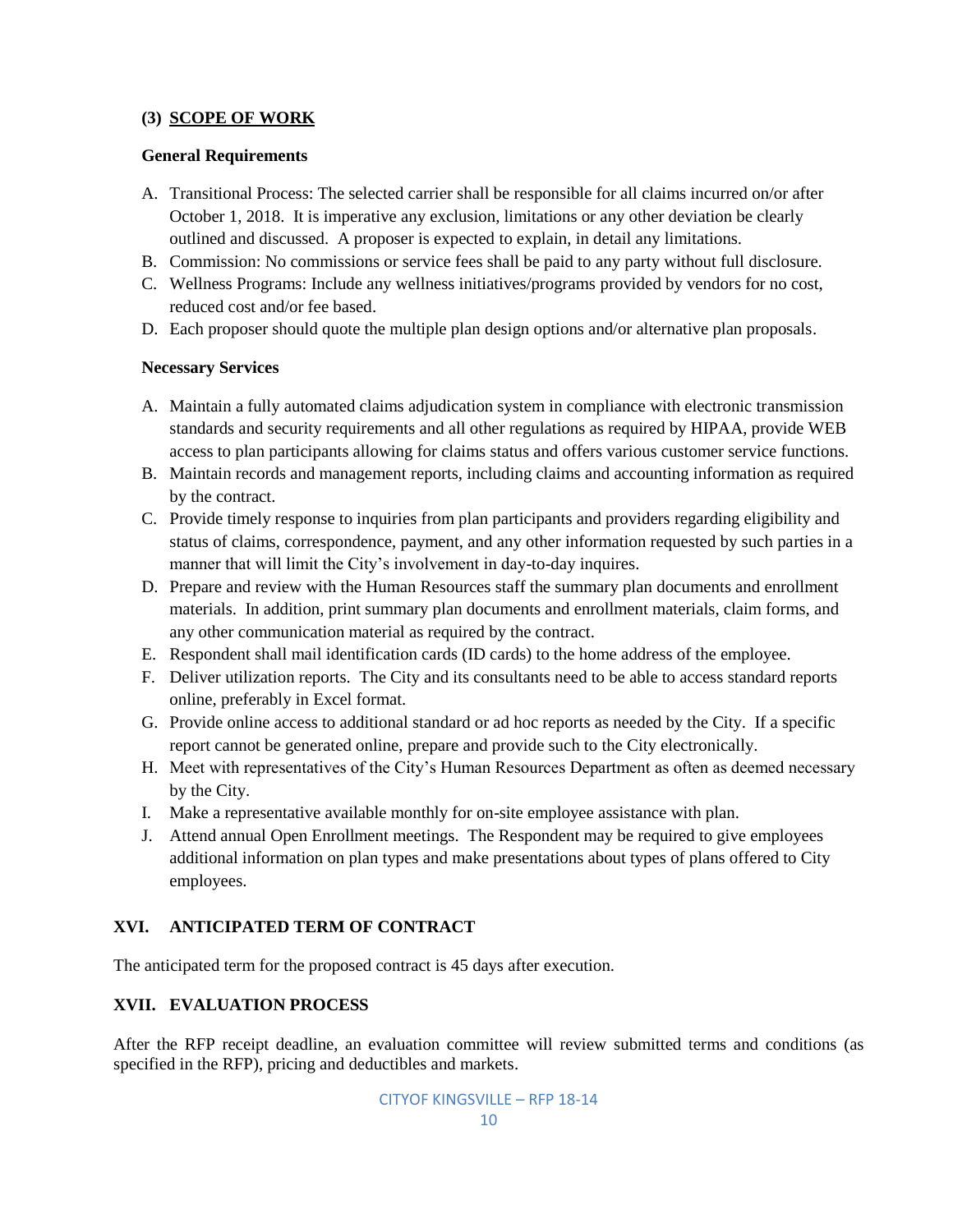### (3) SCOPE OF WORK

**General Requirements**

A. Transitional Process: The selected carrier shall be responsible for all claims incurred on/or after October 1, 2018. It is imperative any exclusion, limitations or any other deviation be clearly outlined and discussed. A proposer is expected to explain, in detail any limitations.
B. Commission: No commissions or service fees shall be paid to any party without full disclosure.
C. Wellness Programs: Include any wellness initiatives/programs provided by vendors for no cost, reduced cost and/or fee based.
D. Each proposer should quote the multiple plan design options and/or alternative plan proposals.

**Necessary Services**

A. Maintain a fully automated claims adjudication system in compliance with electronic transmission standards and security requirements and all other regulations as required by HIPAA, provide WEB access to plan participants allowing for claims status and offers various customer service functions.
B. Maintain records and management reports, including claims and accounting information as required by the contract.
C. Provide timely response to inquiries from plan participants and providers regarding eligibility and status of claims, correspondence, payment, and any other information requested by such parties in a manner that will limit the City's involvement in day-to-day inquires.
D. Prepare and review with the Human Resources staff the summary plan documents and enrollment materials. In addition, print summary plan documents and enrollment materials, claim forms, and any other communication material as required by the contract.
E. Respondent shall mail identification cards (ID cards) to the home address of the employee.
F. Deliver utilization reports. The City and its consultants need to be able to access standard reports online, preferably in Excel format.
G. Provide online access to additional standard or ad hoc reports as needed by the City. If a specific report cannot be generated online, prepare and provide such to the City electronically.
H. Meet with representatives of the City's Human Resources Department as often as deemed necessary by the City.
I. Make a representative available monthly for on-site employee assistance with plan.
J. Attend annual Open Enrollment meetings. The Respondent may be required to give employees additional information on plan types and make presentations about types of plans offered to City employees.

## XVI. ANTICIPATED TERM OF CONTRACT

The anticipated term for the proposed contract is 45 days after execution.

## XVII. EVALUATION PROCESS

After the RFP receipt deadline, an evaluation committee will review submitted terms and conditions (as specified in the RFP), pricing and deductibles and markets.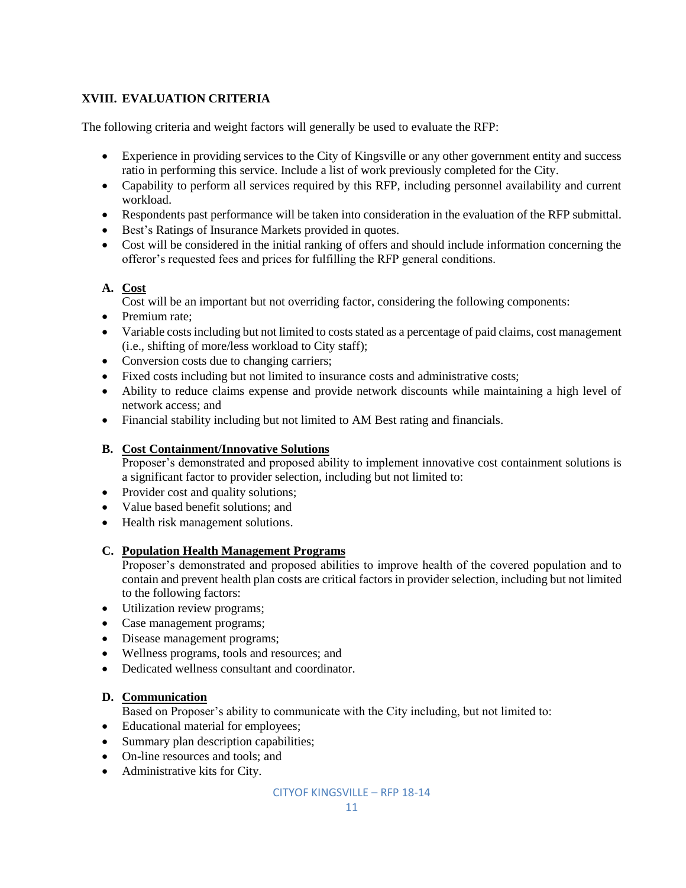## XVIII. EVALUATION CRITERIA

The following criteria and weight factors will generally be used to evaluate the RFP:

- Experience in providing services to the City of Kingsville or any other government entity and success ratio in performing this service. Include a list of work previously completed for the City.
- Capability to perform all services required by this RFP, including personnel availability and current workload.
- Respondents past performance will be taken into consideration in the evaluation of the RFP submittal.
- Best's Ratings of Insurance Markets provided in quotes.
- Cost will be considered in the initial ranking of offers and should include information concerning the offeror's requested fees and prices for fulfilling the RFP general conditions.

### A. Cost

Cost will be an important but not overriding factor, considering the following components:

- Premium rate;
- Variable costs including but not limited to costs stated as a percentage of paid claims, cost management (i.e., shifting of more/less workload to City staff);
- Conversion costs due to changing carriers;
- Fixed costs including but not limited to insurance costs and administrative costs;
- Ability to reduce claims expense and provide network discounts while maintaining a high level of network access; and
- Financial stability including but not limited to AM Best rating and financials.

### B. Cost Containment/Innovative Solutions

Proposer's demonstrated and proposed ability to implement innovative cost containment solutions is a significant factor to provider selection, including but not limited to:

- Provider cost and quality solutions;
- Value based benefit solutions; and
- Health risk management solutions.

### C. Population Health Management Programs

Proposer's demonstrated and proposed abilities to improve health of the covered population and to contain and prevent health plan costs are critical factors in provider selection, including but not limited to the following factors:

- Utilization review programs;
- Case management programs;
- Disease management programs;
- Wellness programs, tools and resources; and
- Dedicated wellness consultant and coordinator.

### D. Communication

Based on Proposer's ability to communicate with the City including, but not limited to:

- Educational material for employees;
- Summary plan description capabilities;
- On-line resources and tools; and
- Administrative kits for City.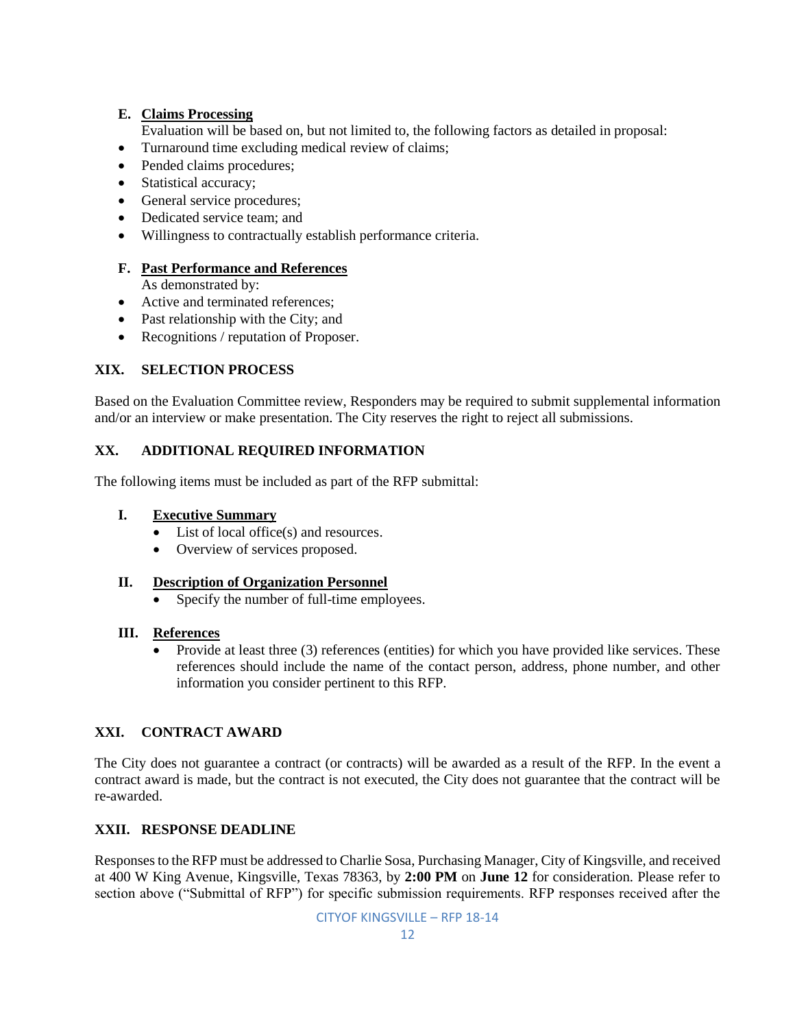**E. Claims Processing**

Evaluation will be based on, but not limited to, the following factors as detailed in proposal:

- Turnaround time excluding medical review of claims;
- Pended claims procedures;
- Statistical accuracy;
- General service procedures;
- Dedicated service team; and
- Willingness to contractually establish performance criteria.

**F. Past Performance and References**

As demonstrated by:

- Active and terminated references;
- Past relationship with the City; and
- Recognitions / reputation of Proposer.

## XIX. SELECTION PROCESS

Based on the Evaluation Committee review, Responders may be required to submit supplemental information and/or an interview or make presentation. The City reserves the right to reject all submissions.

## XX. ADDITIONAL REQUIRED INFORMATION

The following items must be included as part of the RFP submittal:

**I. Executive Summary**

- List of local office(s) and resources.
- Overview of services proposed.

**II. Description of Organization Personnel**

- Specify the number of full-time employees.

**III. References**

- Provide at least three (3) references (entities) for which you have provided like services. These references should include the name of the contact person, address, phone number, and other information you consider pertinent to this RFP.

## XXI. CONTRACT AWARD

The City does not guarantee a contract (or contracts) will be awarded as a result of the RFP. In the event a contract award is made, but the contract is not executed, the City does not guarantee that the contract will be re-awarded.

## XXII. RESPONSE DEADLINE

Responses to the RFP must be addressed to Charlie Sosa, Purchasing Manager, City of Kingsville, and received at 400 W King Avenue, Kingsville, Texas 78363, by **2:00 PM** on **June 12** for consideration. Please refer to section above ("Submittal of RFP") for specific submission requirements. RFP responses received after the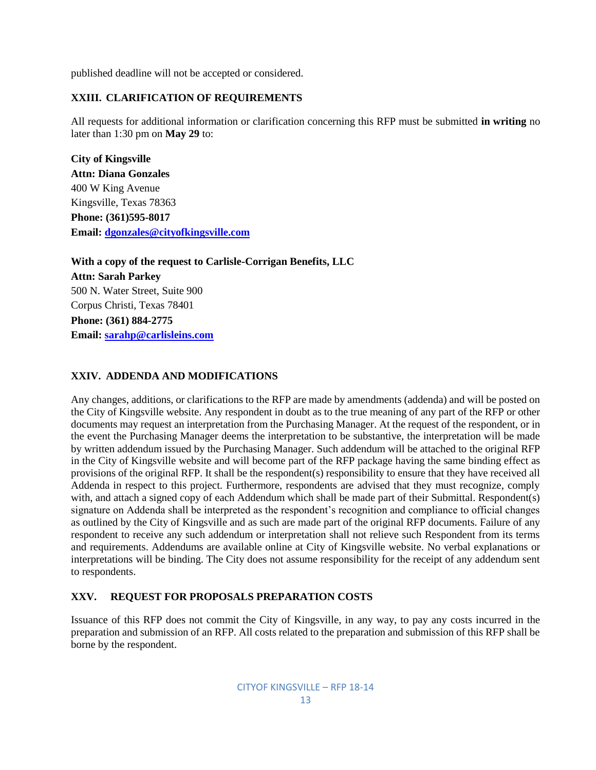published deadline will not be accepted or considered.

## XXIII. CLARIFICATION OF REQUIREMENTS

All requests for additional information or clarification concerning this RFP must be submitted **in writing** no later than 1:30 pm on **May 29** to:

**City of Kingsville**
**Attn: Diana Gonzales**
400 W King Avenue
Kingsville, Texas 78363
**Phone: (361)595-8017**
**Email: dgonzales@cityofkingsville.com**

**With a copy of the request to Carlisle-Corrigan Benefits, LLC**
**Attn: Sarah Parkey**
500 N. Water Street, Suite 900
Corpus Christi, Texas 78401
**Phone: (361) 884-2775**
**Email: sarahp@carlisleins.com**

## XXIV. ADDENDA AND MODIFICATIONS

Any changes, additions, or clarifications to the RFP are made by amendments (addenda) and will be posted on the City of Kingsville website. Any respondent in doubt as to the true meaning of any part of the RFP or other documents may request an interpretation from the Purchasing Manager. At the request of the respondent, or in the event the Purchasing Manager deems the interpretation to be substantive, the interpretation will be made by written addendum issued by the Purchasing Manager. Such addendum will be attached to the original RFP in the City of Kingsville website and will become part of the RFP package having the same binding effect as provisions of the original RFP. It shall be the respondent(s) responsibility to ensure that they have received all Addenda in respect to this project. Furthermore, respondents are advised that they must recognize, comply with, and attach a signed copy of each Addendum which shall be made part of their Submittal. Respondent(s) signature on Addenda shall be interpreted as the respondent's recognition and compliance to official changes as outlined by the City of Kingsville and as such are made part of the original RFP documents. Failure of any respondent to receive any such addendum or interpretation shall not relieve such Respondent from its terms and requirements. Addendums are available online at City of Kingsville website. No verbal explanations or interpretations will be binding. The City does not assume responsibility for the receipt of any addendum sent to respondents.

## XXV. REQUEST FOR PROPOSALS PREPARATION COSTS

Issuance of this RFP does not commit the City of Kingsville, in any way, to pay any costs incurred in the preparation and submission of an RFP. All costs related to the preparation and submission of this RFP shall be borne by the respondent.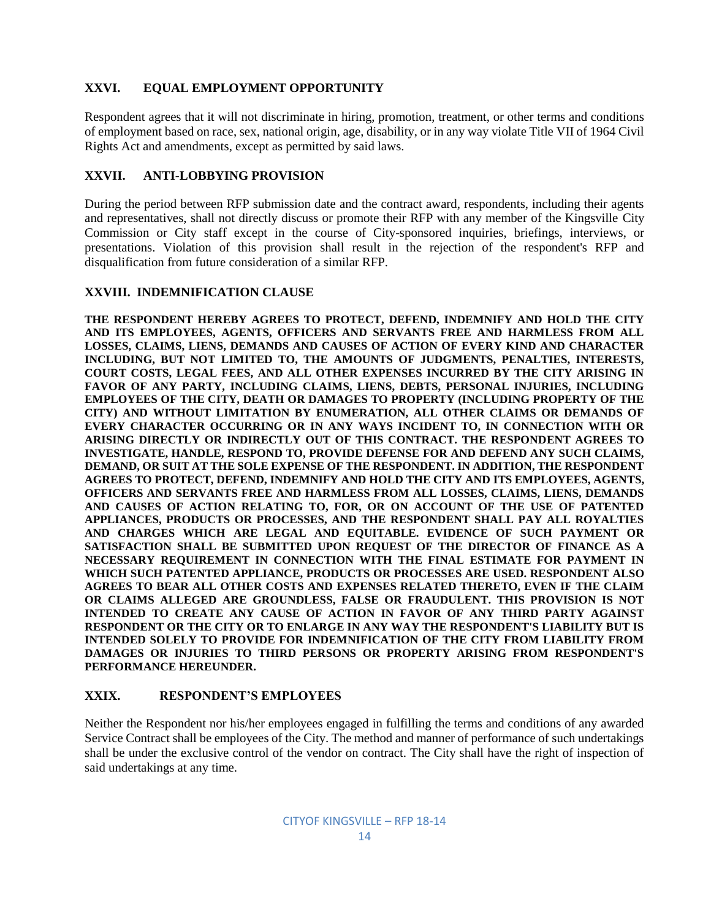## XXVI. EQUAL EMPLOYMENT OPPORTUNITY

Respondent agrees that it will not discriminate in hiring, promotion, treatment, or other terms and conditions of employment based on race, sex, national origin, age, disability, or in any way violate Title VII of 1964 Civil Rights Act and amendments, except as permitted by said laws.

## XXVII. ANTI-LOBBYING PROVISION

During the period between RFP submission date and the contract award, respondents, including their agents and representatives, shall not directly discuss or promote their RFP with any member of the Kingsville City Commission or City staff except in the course of City-sponsored inquiries, briefings, interviews, or presentations. Violation of this provision shall result in the rejection of the respondent's RFP and disqualification from future consideration of a similar RFP.

## XXVIII. INDEMNIFICATION CLAUSE

**THE RESPONDENT HEREBY AGREES TO PROTECT, DEFEND, INDEMNIFY AND HOLD THE CITY AND ITS EMPLOYEES, AGENTS, OFFICERS AND SERVANTS FREE AND HARMLESS FROM ALL LOSSES, CLAIMS, LIENS, DEMANDS AND CAUSES OF ACTION OF EVERY KIND AND CHARACTER INCLUDING, BUT NOT LIMITED TO, THE AMOUNTS OF JUDGMENTS, PENALTIES, INTERESTS, COURT COSTS, LEGAL FEES, AND ALL OTHER EXPENSES INCURRED BY THE CITY ARISING IN FAVOR OF ANY PARTY, INCLUDING CLAIMS, LIENS, DEBTS, PERSONAL INJURIES, INCLUDING EMPLOYEES OF THE CITY, DEATH OR DAMAGES TO PROPERTY (INCLUDING PROPERTY OF THE CITY) AND WITHOUT LIMITATION BY ENUMERATION, ALL OTHER CLAIMS OR DEMANDS OF EVERY CHARACTER OCCURRING OR IN ANY WAYS INCIDENT TO, IN CONNECTION WITH OR ARISING DIRECTLY OR INDIRECTLY OUT OF THIS CONTRACT. THE RESPONDENT AGREES TO INVESTIGATE, HANDLE, RESPOND TO, PROVIDE DEFENSE FOR AND DEFEND ANY SUCH CLAIMS, DEMAND, OR SUIT AT THE SOLE EXPENSE OF THE RESPONDENT. IN ADDITION, THE RESPONDENT AGREES TO PROTECT, DEFEND, INDEMNIFY AND HOLD THE CITY AND ITS EMPLOYEES, AGENTS, OFFICERS AND SERVANTS FREE AND HARMLESS FROM ALL LOSSES, CLAIMS, LIENS, DEMANDS AND CAUSES OF ACTION RELATING TO, FOR, OR ON ACCOUNT OF THE USE OF PATENTED APPLIANCES, PRODUCTS OR PROCESSES, AND THE RESPONDENT SHALL PAY ALL ROYALTIES AND CHARGES WHICH ARE LEGAL AND EQUITABLE. EVIDENCE OF SUCH PAYMENT OR SATISFACTION SHALL BE SUBMITTED UPON REQUEST OF THE DIRECTOR OF FINANCE AS A NECESSARY REQUIREMENT IN CONNECTION WITH THE FINAL ESTIMATE FOR PAYMENT IN WHICH SUCH PATENTED APPLIANCE, PRODUCTS OR PROCESSES ARE USED. RESPONDENT ALSO AGREES TO BEAR ALL OTHER COSTS AND EXPENSES RELATED THERETO, EVEN IF THE CLAIM OR CLAIMS ALLEGED ARE GROUNDLESS, FALSE OR FRAUDULENT. THIS PROVISION IS NOT INTENDED TO CREATE ANY CAUSE OF ACTION IN FAVOR OF ANY THIRD PARTY AGAINST RESPONDENT OR THE CITY OR TO ENLARGE IN ANY WAY THE RESPONDENT'S LIABILITY BUT IS INTENDED SOLELY TO PROVIDE FOR INDEMNIFICATION OF THE CITY FROM LIABILITY FROM DAMAGES OR INJURIES TO THIRD PERSONS OR PROPERTY ARISING FROM RESPONDENT'S PERFORMANCE HEREUNDER.**

## XXIX. RESPONDENT'S EMPLOYEES

Neither the Respondent nor his/her employees engaged in fulfilling the terms and conditions of any awarded Service Contract shall be employees of the City. The method and manner of performance of such undertakings shall be under the exclusive control of the vendor on contract. The City shall have the right of inspection of said undertakings at any time.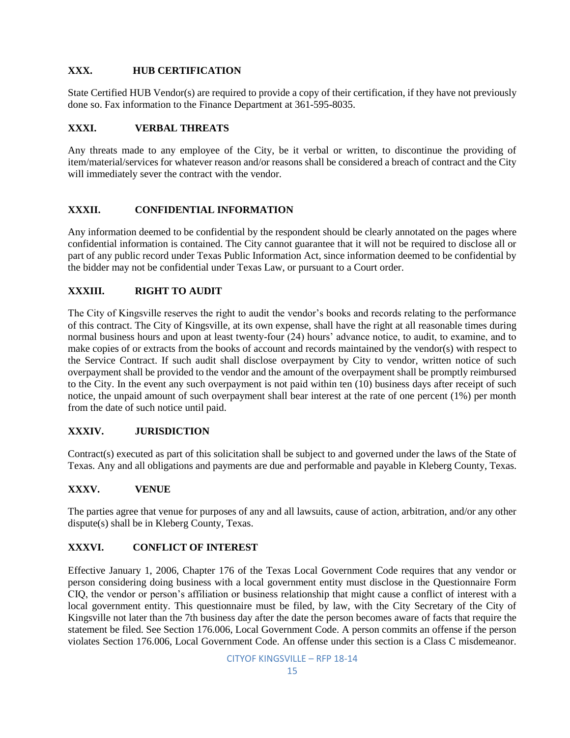## XXX. HUB CERTIFICATION

State Certified HUB Vendor(s) are required to provide a copy of their certification, if they have not previously done so. Fax information to the Finance Department at 361-595-8035.

## XXXI. VERBAL THREATS

Any threats made to any employee of the City, be it verbal or written, to discontinue the providing of item/material/services for whatever reason and/or reasons shall be considered a breach of contract and the City will immediately sever the contract with the vendor.

## XXXII. CONFIDENTIAL INFORMATION

Any information deemed to be confidential by the respondent should be clearly annotated on the pages where confidential information is contained. The City cannot guarantee that it will not be required to disclose all or part of any public record under Texas Public Information Act, since information deemed to be confidential by the bidder may not be confidential under Texas Law, or pursuant to a Court order.

## XXXIII. RIGHT TO AUDIT

The City of Kingsville reserves the right to audit the vendor's books and records relating to the performance of this contract. The City of Kingsville, at its own expense, shall have the right at all reasonable times during normal business hours and upon at least twenty-four (24) hours' advance notice, to audit, to examine, and to make copies of or extracts from the books of account and records maintained by the vendor(s) with respect to the Service Contract. If such audit shall disclose overpayment by City to vendor, written notice of such overpayment shall be provided to the vendor and the amount of the overpayment shall be promptly reimbursed to the City. In the event any such overpayment is not paid within ten (10) business days after receipt of such notice, the unpaid amount of such overpayment shall bear interest at the rate of one percent (1%) per month from the date of such notice until paid.

## XXXIV. JURISDICTION

Contract(s) executed as part of this solicitation shall be subject to and governed under the laws of the State of Texas. Any and all obligations and payments are due and performable and payable in Kleberg County, Texas.

## XXXV. VENUE

The parties agree that venue for purposes of any and all lawsuits, cause of action, arbitration, and/or any other dispute(s) shall be in Kleberg County, Texas.

## XXXVI. CONFLICT OF INTEREST

Effective January 1, 2006, Chapter 176 of the Texas Local Government Code requires that any vendor or person considering doing business with a local government entity must disclose in the Questionnaire Form CIQ, the vendor or person's affiliation or business relationship that might cause a conflict of interest with a local government entity. This questionnaire must be filed, by law, with the City Secretary of the City of Kingsville not later than the 7th business day after the date the person becomes aware of facts that require the statement be filed. See Section 176.006, Local Government Code. A person commits an offense if the person violates Section 176.006, Local Government Code. An offense under this section is a Class C misdemeanor.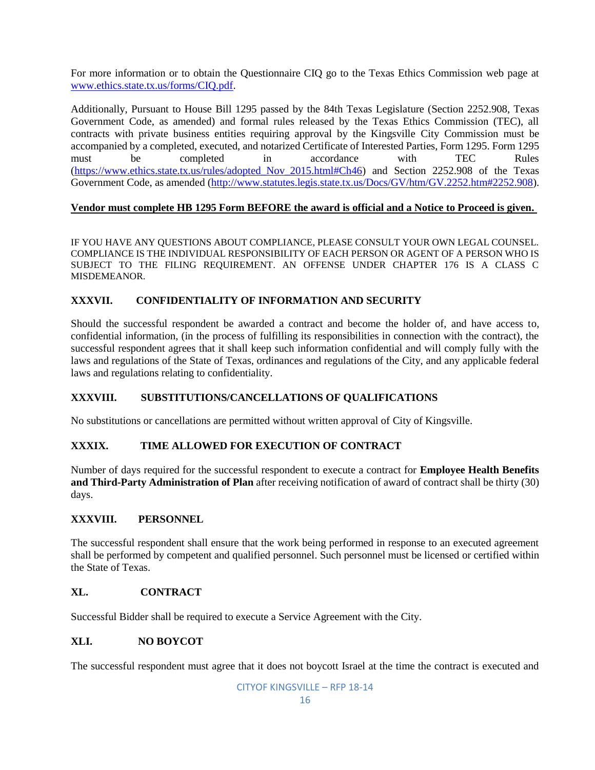For more information or to obtain the Questionnaire CIQ go to the Texas Ethics Commission web page at www.ethics.state.tx.us/forms/CIQ.pdf.

Additionally, Pursuant to House Bill 1295 passed by the 84th Texas Legislature (Section 2252.908, Texas Government Code, as amended) and formal rules released by the Texas Ethics Commission (TEC), all contracts with private business entities requiring approval by the Kingsville City Commission must be accompanied by a completed, executed, and notarized Certificate of Interested Parties, Form 1295. Form 1295 must be completed in accordance with TEC Rules (https://www.ethics.state.tx.us/rules/adopted_Nov_2015.html#Ch46) and Section 2252.908 of the Texas Government Code, as amended (http://www.statutes.legis.state.tx.us/Docs/GV/htm/GV.2252.htm#2252.908).

**Vendor must complete HB 1295 Form BEFORE the award is official and a Notice to Proceed is given.**

IF YOU HAVE ANY QUESTIONS ABOUT COMPLIANCE, PLEASE CONSULT YOUR OWN LEGAL COUNSEL. COMPLIANCE IS THE INDIVIDUAL RESPONSIBILITY OF EACH PERSON OR AGENT OF A PERSON WHO IS SUBJECT TO THE FILING REQUIREMENT. AN OFFENSE UNDER CHAPTER 176 IS A CLASS C MISDEMEANOR.

## XXXVII. CONFIDENTIALITY OF INFORMATION AND SECURITY

Should the successful respondent be awarded a contract and become the holder of, and have access to, confidential information, (in the process of fulfilling its responsibilities in connection with the contract), the successful respondent agrees that it shall keep such information confidential and will comply fully with the laws and regulations of the State of Texas, ordinances and regulations of the City, and any applicable federal laws and regulations relating to confidentiality.

## XXXVIII. SUBSTITUTIONS/CANCELLATIONS OF QUALIFICATIONS

No substitutions or cancellations are permitted without written approval of City of Kingsville.

## XXXIX. TIME ALLOWED FOR EXECUTION OF CONTRACT

Number of days required for the successful respondent to execute a contract for **Employee Health Benefits and Third-Party Administration of Plan** after receiving notification of award of contract shall be thirty (30) days.

## XXXVIII. PERSONNEL

The successful respondent shall ensure that the work being performed in response to an executed agreement shall be performed by competent and qualified personnel. Such personnel must be licensed or certified within the State of Texas.

## XL. CONTRACT

Successful Bidder shall be required to execute a Service Agreement with the City.

## XLI. NO BOYCOT

The successful respondent must agree that it does not boycott Israel at the time the contract is executed and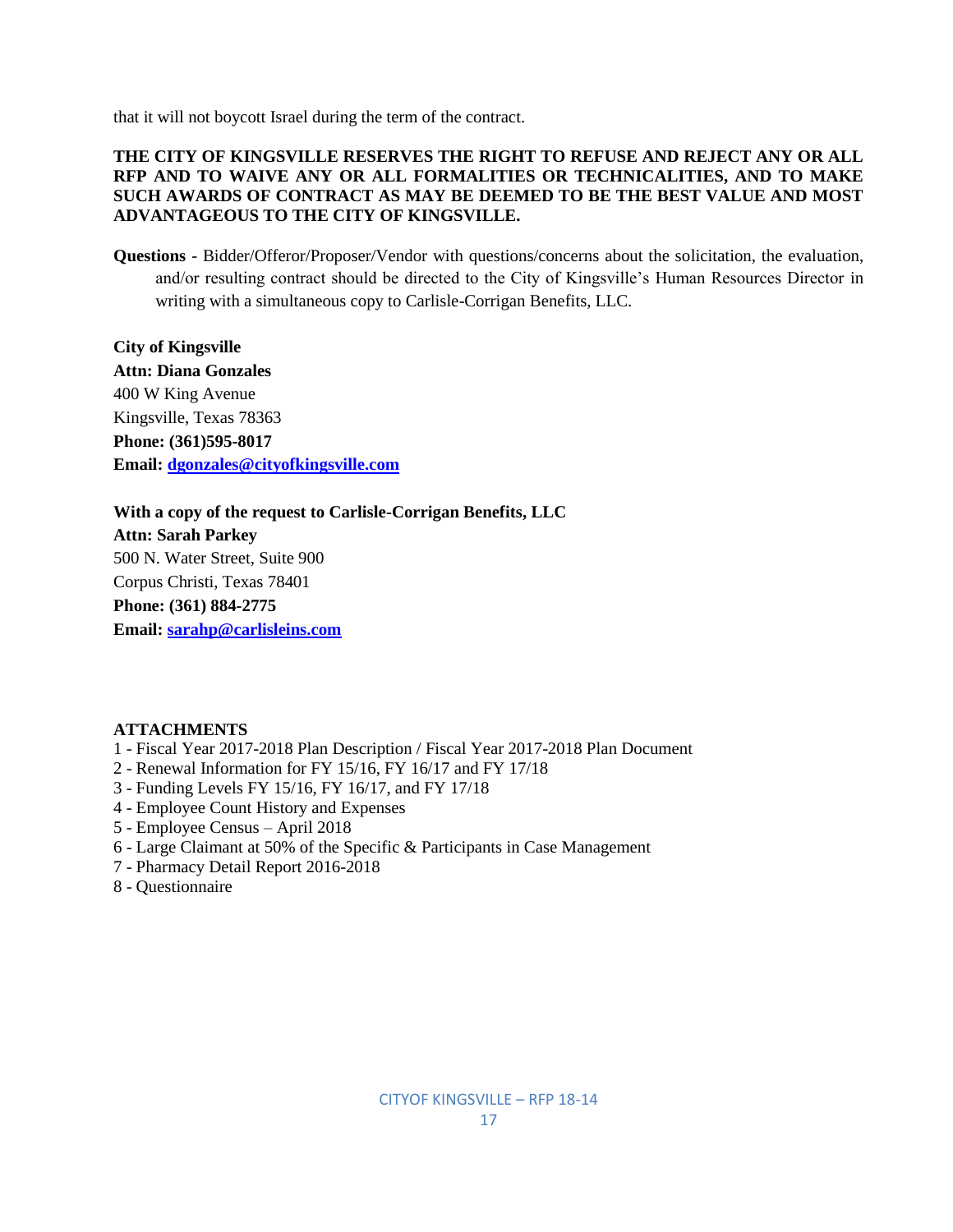that it will not boycott Israel during the term of the contract.

**THE CITY OF KINGSVILLE RESERVES THE RIGHT TO REFUSE AND REJECT ANY OR ALL RFP AND TO WAIVE ANY OR ALL FORMALITIES OR TECHNICALITIES, AND TO MAKE SUCH AWARDS OF CONTRACT AS MAY BE DEEMED TO BE THE BEST VALUE AND MOST ADVANTAGEOUS TO THE CITY OF KINGSVILLE.**

**Questions** - Bidder/Offeror/Proposer/Vendor with questions/concerns about the solicitation, the evaluation, and/or resulting contract should be directed to the City of Kingsville's Human Resources Director in writing with a simultaneous copy to Carlisle-Corrigan Benefits, LLC.

**City of Kingsville**
**Attn: Diana Gonzales**
400 W King Avenue
Kingsville, Texas 78363
**Phone: (361)595-8017**
**Email: dgonzales@cityofkingsville.com**

**With a copy of the request to Carlisle-Corrigan Benefits, LLC**
**Attn: Sarah Parkey**
500 N. Water Street, Suite 900
Corpus Christi, Texas 78401
**Phone: (361) 884-2775**
**Email: sarahp@carlisleins.com**

**ATTACHMENTS**

1 - Fiscal Year 2017-2018 Plan Description / Fiscal Year 2017-2018 Plan Document
2 - Renewal Information for FY 15/16, FY 16/17 and FY 17/18
3 - Funding Levels FY 15/16, FY 16/17, and FY 17/18
4 - Employee Count History and Expenses
5 - Employee Census – April 2018
6 - Large Claimant at 50% of the Specific & Participants in Case Management
7 - Pharmacy Detail Report 2016-2018
8 - Questionnaire